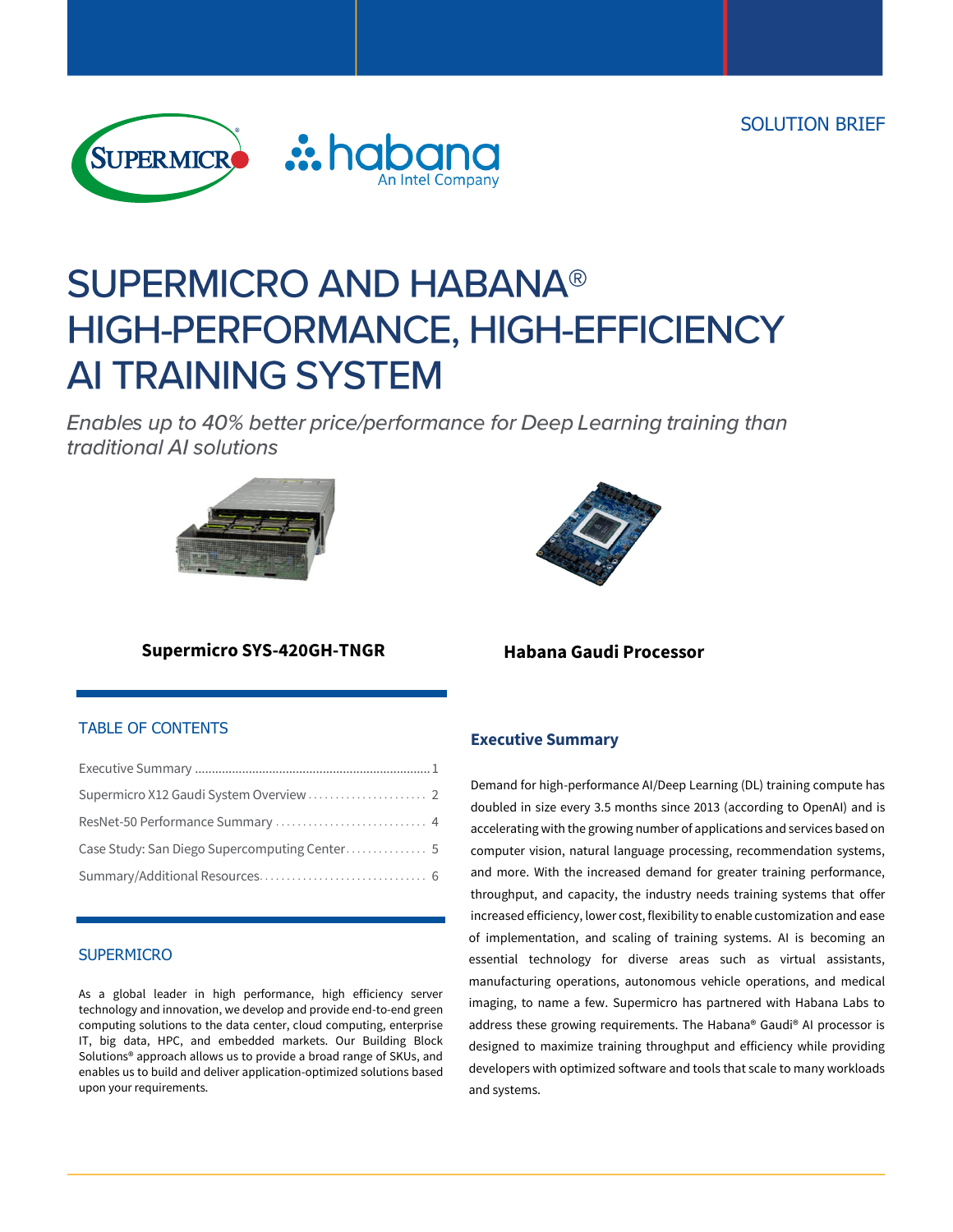SOLUTION BRIEF

# SUPERMICRO AND HABANA® HIGH-PERFORMANCE, HIGH-EFFICIENCY AI TRAINING SYSTEM

*Enables up to 40% better price/performance for Deep Learning training than traditional AI solutions*

**Supermicro SYS-420GH-TNGR**

**Habana Gaudi Processor**

## TABLE OF CONTENTS

- Executive Summary ........ 1
- Supermicro X12 Gaudi System Overview ........ 2
- ResNet-50 Performance Summary ........ 4
- Case Study: San Diego Supercomputing Center ........ 5
- Summary/Additional Resources ........ 6

## SUPERMICRO

As a global leader in high performance, high efficiency server technology and innovation, we develop and provide end-to-end green computing solutions to the data center, cloud computing, enterprise IT, big data, HPC, and embedded markets. Our Building Block Solutions® approach allows us to provide a broad range of SKUs, and enables us to build and deliver application-optimized solutions based upon your requirements.

## Executive Summary

Demand for high-performance AI/Deep Learning (DL) training compute has doubled in size every 3.5 months since 2013 (according to OpenAI) and is accelerating with the growing number of applications and services based on computer vision, natural language processing, recommendation systems, and more. With the increased demand for greater training performance, throughput, and capacity, the industry needs training systems that offer increased efficiency, lower cost, flexibility to enable customization and ease of implementation, and scaling of training systems. AI is becoming an essential technology for diverse areas such as virtual assistants, manufacturing operations, autonomous vehicle operations, and medical imaging, to name a few. Supermicro has partnered with Habana Labs to address these growing requirements. The Habana® Gaudi® AI processor is designed to maximize training throughput and efficiency while providing developers with optimized software and tools that scale to many workloads and systems.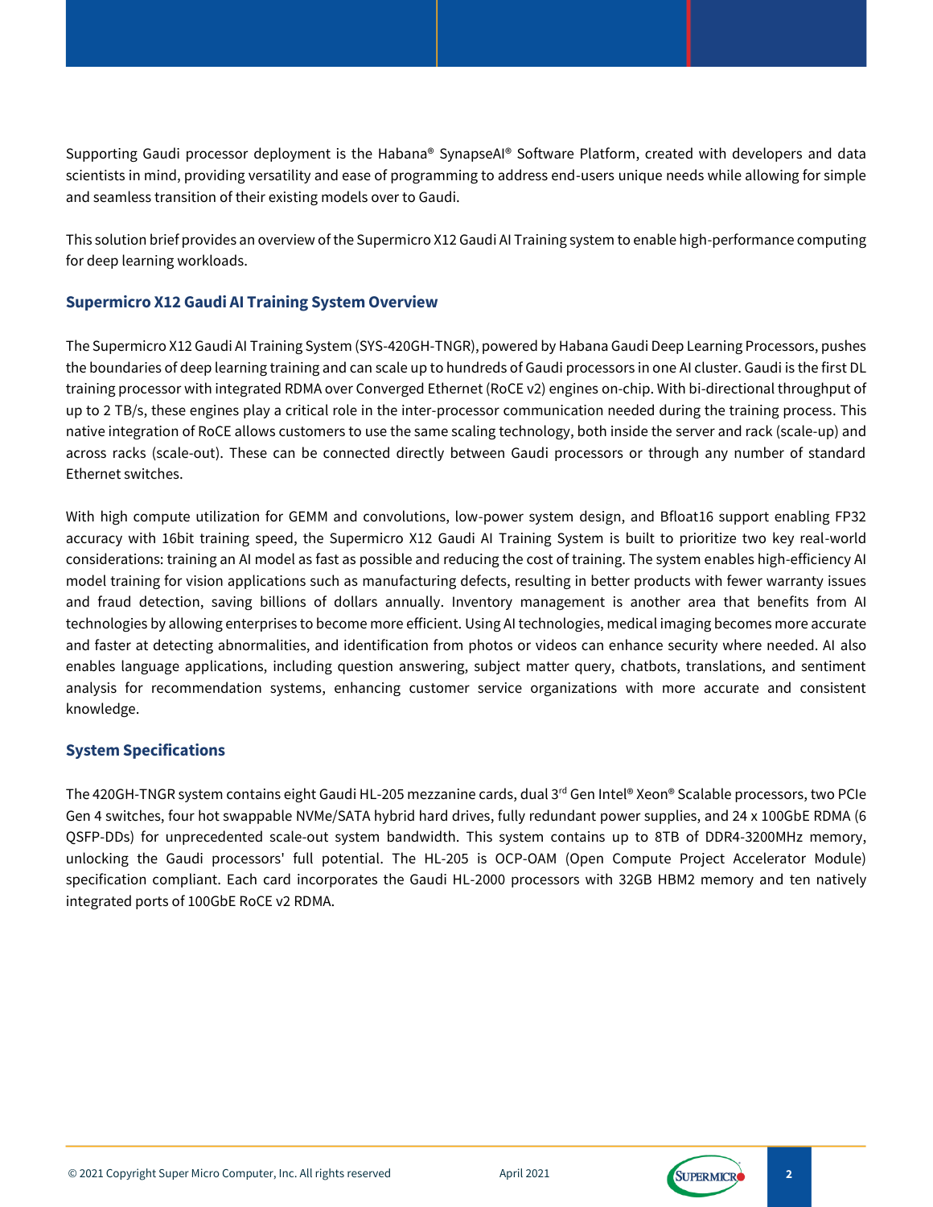Supporting Gaudi processor deployment is the Habana® SynapseAI® Software Platform, created with developers and data scientists in mind, providing versatility and ease of programming to address end-users unique needs while allowing for simple and seamless transition of their existing models over to Gaudi.

This solution brief provides an overview of the Supermicro X12 Gaudi AI Training system to enable high-performance computing for deep learning workloads.

## Supermicro X12 Gaudi AI Training System Overview

The Supermicro X12 Gaudi AI Training System (SYS-420GH-TNGR), powered by Habana Gaudi Deep Learning Processors, pushes the boundaries of deep learning training and can scale up to hundreds of Gaudi processors in one AI cluster. Gaudi is the first DL training processor with integrated RDMA over Converged Ethernet (RoCE v2) engines on-chip. With bi-directional throughput of up to 2 TB/s, these engines play a critical role in the inter-processor communication needed during the training process. This native integration of RoCE allows customers to use the same scaling technology, both inside the server and rack (scale-up) and across racks (scale-out). These can be connected directly between Gaudi processors or through any number of standard Ethernet switches.

With high compute utilization for GEMM and convolutions, low-power system design, and Bfloat16 support enabling FP32 accuracy with 16bit training speed, the Supermicro X12 Gaudi AI Training System is built to prioritize two key real-world considerations: training an AI model as fast as possible and reducing the cost of training. The system enables high-efficiency AI model training for vision applications such as manufacturing defects, resulting in better products with fewer warranty issues and fraud detection, saving billions of dollars annually. Inventory management is another area that benefits from AI technologies by allowing enterprises to become more efficient. Using AI technologies, medical imaging becomes more accurate and faster at detecting abnormalities, and identification from photos or videos can enhance security where needed. AI also enables language applications, including question answering, subject matter query, chatbots, translations, and sentiment analysis for recommendation systems, enhancing customer service organizations with more accurate and consistent knowledge.

## System Specifications

The 420GH-TNGR system contains eight Gaudi HL-205 mezzanine cards, dual 3rd Gen Intel® Xeon® Scalable processors, two PCIe Gen 4 switches, four hot swappable NVMe/SATA hybrid hard drives, fully redundant power supplies, and 24 x 100GbE RDMA (6 QSFP-DDs) for unprecedented scale-out system bandwidth. This system contains up to 8TB of DDR4-3200MHz memory, unlocking the Gaudi processors' full potential. The HL-205 is OCP-OAM (Open Compute Project Accelerator Module) specification compliant. Each card incorporates the Gaudi HL-2000 processors with 32GB HBM2 memory and ten natively integrated ports of 100GbE RoCE v2 RDMA.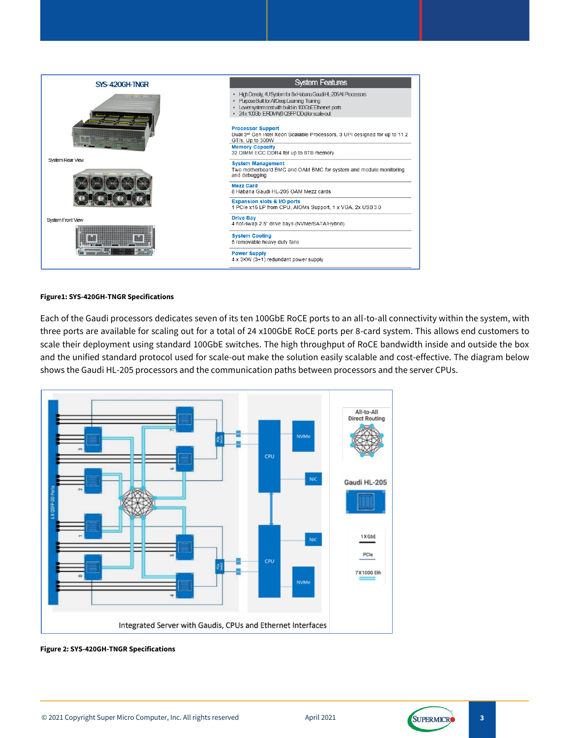**SYS-420GH-TNGR**

System Rear View

System Front View

**System Features**

- High Density, 4U System for 8x Habana Gaudi HL-205AI Processors
- Purpose Built for AI/Deep Learning Training
- Lower system cost with build-in 100GbE Ethernet ports
- 24 x 100Gb ERDMA (6 QSFP DDs) for scale-out

**Processor Support**
Dual 3rd Gen Intel Xeon Scalable Processors, 3 UPI designed for up to 11.2 GT/s, Up to 300W

**Memory Capacity**
32 DIMM ECC DDR4 for up to 8TB memory

**System Management**
Two motherboard BMC and OAM BMC for system and module monitoring and debugging

**Mezz Card**
8 Habana Gaudi HL-205 OAM Mezz cards

**Expansion slots & I/O ports**
1 PCIe x16 LP from CPU, AIOMs Support, 1 x VGA, 2x USB 3.0

**Drive Bay**
4 hot-swap 2.5" drive bays (NVMe/SATA/Hybrid)

**System Cooling**
5 removable heavy duty fans

**Power Supply**
4 x 3KW (3+1) redundant power supply

**Figure1: SYS-420GH-TNGR Specifications**

Each of the Gaudi processors dedicates seven of its ten 100GbE RoCE ports to an all-to-all connectivity within the system, with three ports are available for scaling out for a total of 24 x100GbE RoCE ports per 8-card system. This allows end customers to scale their deployment using standard 100GbE switches. The high throughput of RoCE bandwidth inside and outside the box and the unified standard protocol used for scale-out make the solution easily scalable and cost-effective. The diagram below shows the Gaudi HL-205 processors and the communication paths between processors and the server CPUs.

Integrated Server with Gaudis, CPUs and Ethernet Interfaces

**Figure 2: SYS-420GH-TNGR Specifications**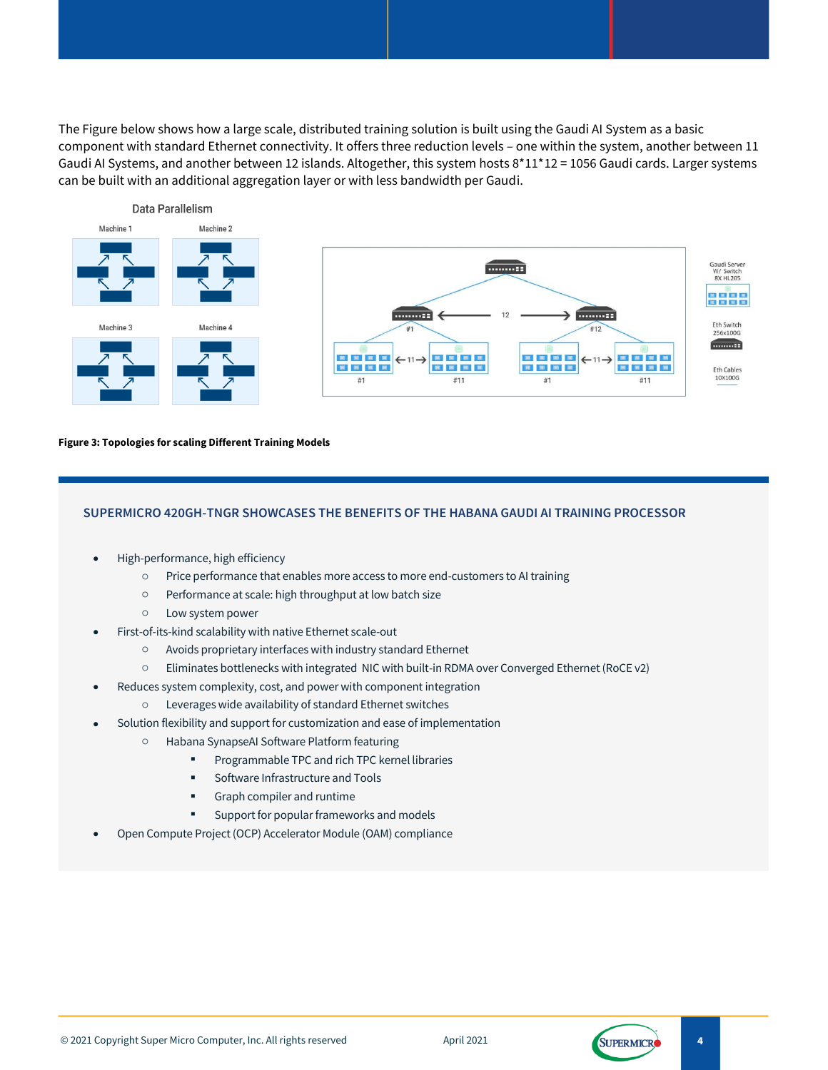The Figure below shows how a large scale, distributed training solution is built using the Gaudi AI System as a basic component with standard Ethernet connectivity. It offers three reduction levels – one within the system, another between 11 Gaudi AI Systems, and another between 12 islands. Altogether, this system hosts 8*11*12 = 1056 Gaudi cards. Larger systems can be built with an additional aggregation layer or with less bandwidth per Gaudi.

**Figure 3: Topologies for scaling Different Training Models**

## SUPERMICRO 420GH-TNGR SHOWCASES THE BENEFITS OF THE HABANA GAUDI AI TRAINING PROCESSOR

- High-performance, high efficiency
  - Price performance that enables more access to more end-customers to AI training
  - Performance at scale: high throughput at low batch size
  - Low system power
- First-of-its-kind scalability with native Ethernet scale-out
  - Avoids proprietary interfaces with industry standard Ethernet
  - Eliminates bottlenecks with integrated NIC with built-in RDMA over Converged Ethernet (RoCE v2)
- Reduces system complexity, cost, and power with component integration
  - Leverages wide availability of standard Ethernet switches
- Solution flexibility and support for customization and ease of implementation
  - Habana SynapseAI Software Platform featuring
    - Programmable TPC and rich TPC kernel libraries
    - Software Infrastructure and Tools
    - Graph compiler and runtime
    - Support for popular frameworks and models
- Open Compute Project (OCP) Accelerator Module (OAM) compliance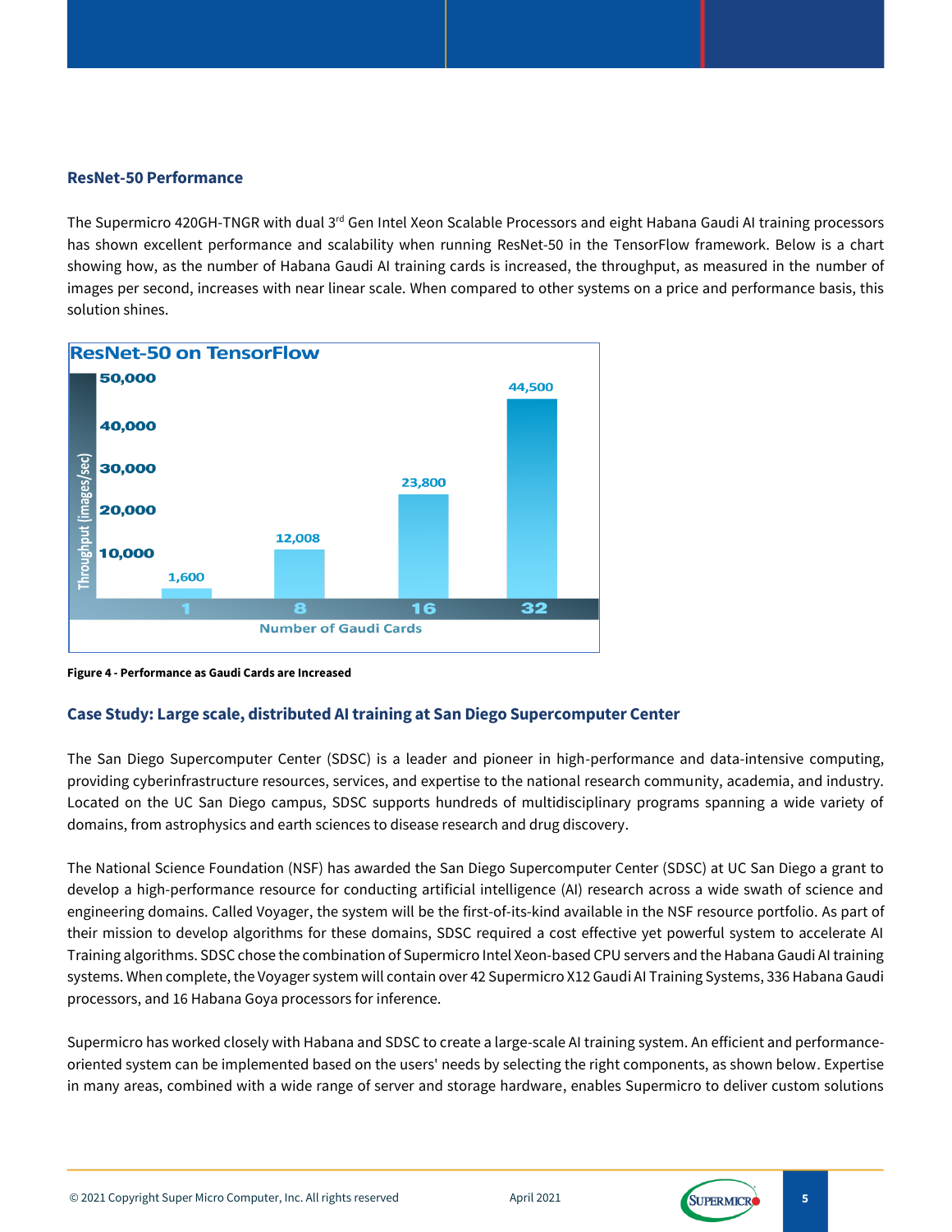## ResNet-50 Performance

The Supermicro 420GH-TNGR with dual 3rd Gen Intel Xeon Scalable Processors and eight Habana Gaudi AI training processors has shown excellent performance and scalability when running ResNet-50 in the TensorFlow framework. Below is a chart showing how, as the number of Habana Gaudi AI training cards is increased, the throughput, as measured in the number of images per second, increases with near linear scale. When compared to other systems on a price and performance basis, this solution shines.

**ResNet-50 on TensorFlow**

| Number of Gaudi Cards | Throughput (images/sec) |
|---|---|
| 1 | 1,600 |
| 8 | 12,008 |
| 16 | 23,800 |
| 32 | 44,500 |

**Figure 4 - Performance as Gaudi Cards are Increased**

## Case Study: Large scale, distributed AI training at San Diego Supercomputer Center

The San Diego Supercomputer Center (SDSC) is a leader and pioneer in high-performance and data-intensive computing, providing cyberinfrastructure resources, services, and expertise to the national research community, academia, and industry. Located on the UC San Diego campus, SDSC supports hundreds of multidisciplinary programs spanning a wide variety of domains, from astrophysics and earth sciences to disease research and drug discovery.

The National Science Foundation (NSF) has awarded the San Diego Supercomputer Center (SDSC) at UC San Diego a grant to develop a high-performance resource for conducting artificial intelligence (AI) research across a wide swath of science and engineering domains. Called Voyager, the system will be the first-of-its-kind available in the NSF resource portfolio. As part of their mission to develop algorithms for these domains, SDSC required a cost effective yet powerful system to accelerate AI Training algorithms. SDSC chose the combination of Supermicro Intel Xeon-based CPU servers and the Habana Gaudi AI training systems. When complete, the Voyager system will contain over 42 Supermicro X12 Gaudi AI Training Systems, 336 Habana Gaudi processors, and 16 Habana Goya processors for inference.

Supermicro has worked closely with Habana and SDSC to create a large-scale AI training system. An efficient and performance-oriented system can be implemented based on the users' needs by selecting the right components, as shown below. Expertise in many areas, combined with a wide range of server and storage hardware, enables Supermicro to deliver custom solutions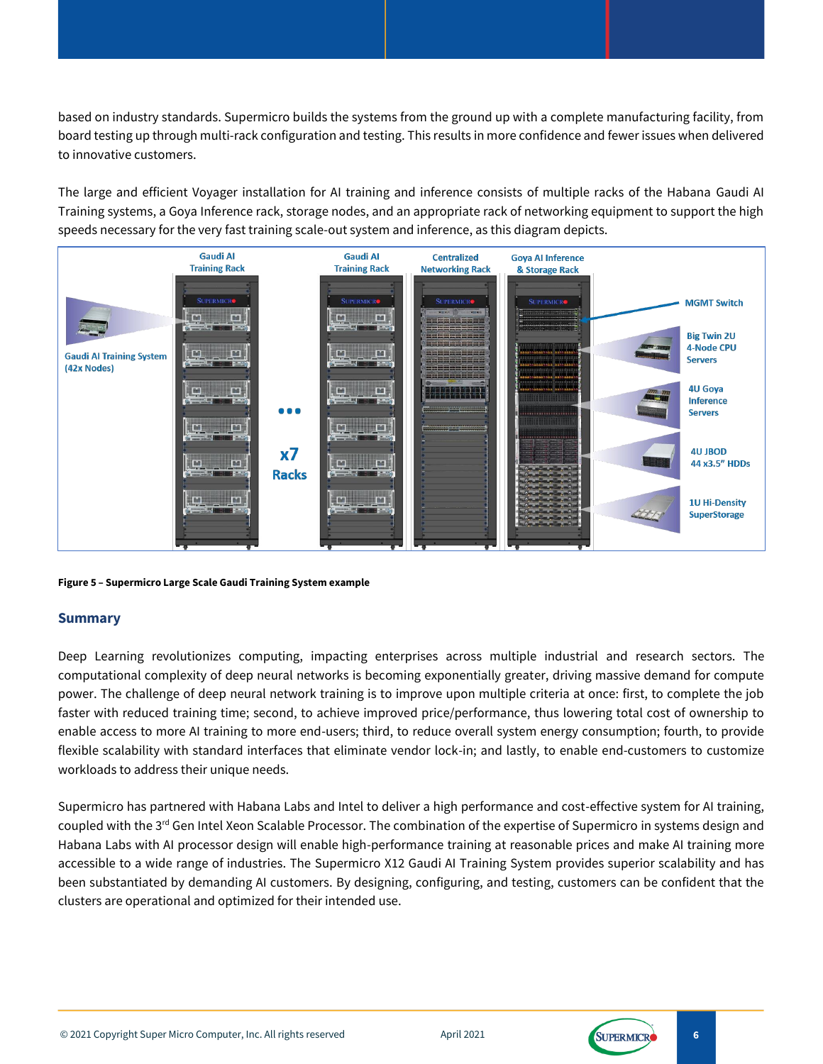based on industry standards. Supermicro builds the systems from the ground up with a complete manufacturing facility, from board testing up through multi-rack configuration and testing. This results in more confidence and fewer issues when delivered to innovative customers.

The large and efficient Voyager installation for AI training and inference consists of multiple racks of the Habana Gaudi AI Training systems, a Goya Inference rack, storage nodes, and an appropriate rack of networking equipment to support the high speeds necessary for the very fast training scale-out system and inference, as this diagram depicts.

**Figure 5 – Supermicro Large Scale Gaudi Training System example**

## Summary

Deep Learning revolutionizes computing, impacting enterprises across multiple industrial and research sectors. The computational complexity of deep neural networks is becoming exponentially greater, driving massive demand for compute power. The challenge of deep neural network training is to improve upon multiple criteria at once: first, to complete the job faster with reduced training time; second, to achieve improved price/performance, thus lowering total cost of ownership to enable access to more AI training to more end-users; third, to reduce overall system energy consumption; fourth, to provide flexible scalability with standard interfaces that eliminate vendor lock-in; and lastly, to enable end-customers to customize workloads to address their unique needs.

Supermicro has partnered with Habana Labs and Intel to deliver a high performance and cost-effective system for AI training, coupled with the 3rd Gen Intel Xeon Scalable Processor. The combination of the expertise of Supermicro in systems design and Habana Labs with AI processor design will enable high-performance training at reasonable prices and make AI training more accessible to a wide range of industries. The Supermicro X12 Gaudi AI Training System provides superior scalability and has been substantiated by demanding AI customers. By designing, configuring, and testing, customers can be confident that the clusters are operational and optimized for their intended use.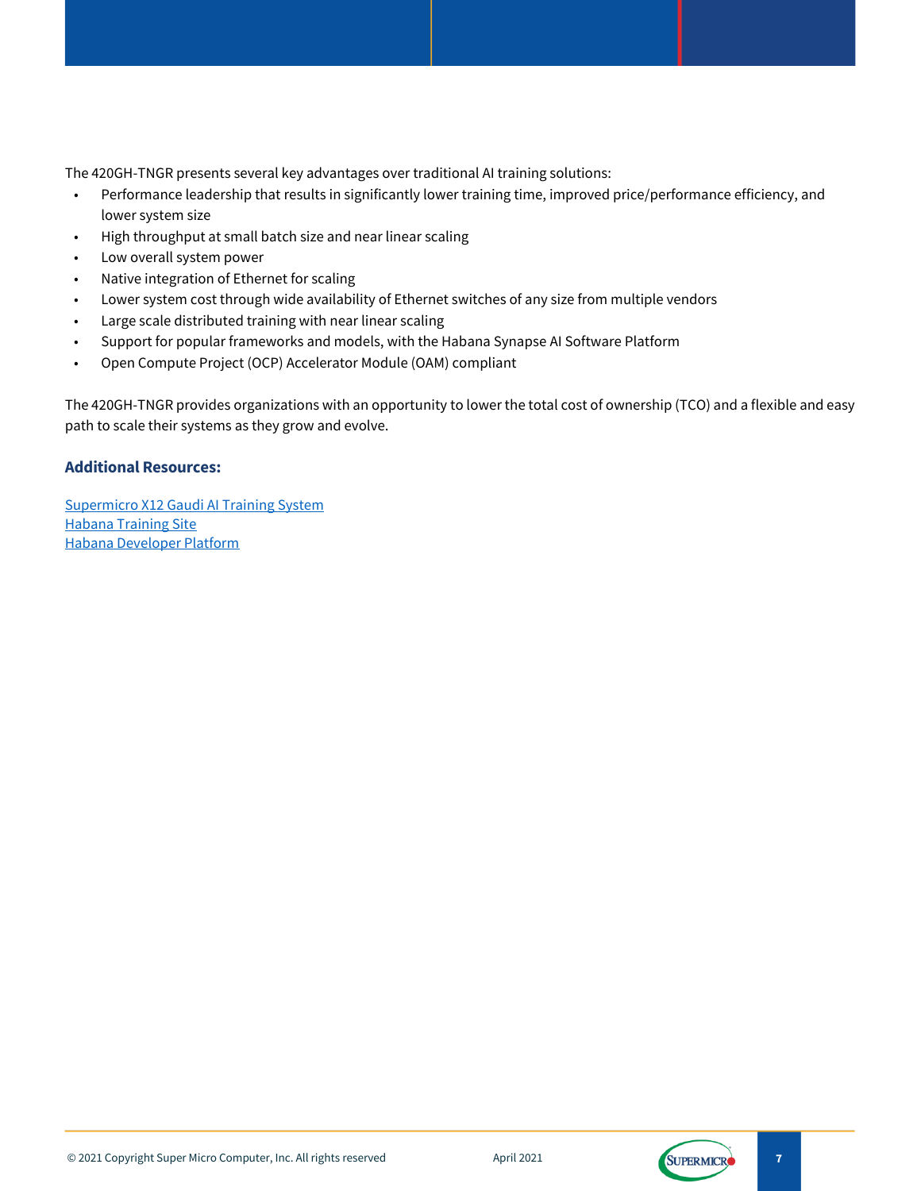The 420GH-TNGR presents several key advantages over traditional AI training solutions:

- Performance leadership that results in significantly lower training time, improved price/performance efficiency, and lower system size
- High throughput at small batch size and near linear scaling
- Low overall system power
- Native integration of Ethernet for scaling
- Lower system cost through wide availability of Ethernet switches of any size from multiple vendors
- Large scale distributed training with near linear scaling
- Support for popular frameworks and models, with the Habana Synapse AI Software Platform
- Open Compute Project (OCP) Accelerator Module (OAM) compliant

The 420GH-TNGR provides organizations with an opportunity to lower the total cost of ownership (TCO) and a flexible and easy path to scale their systems as they grow and evolve.

### Additional Resources:

Supermicro X12 Gaudi AI Training System
Habana Training Site
Habana Developer Platform